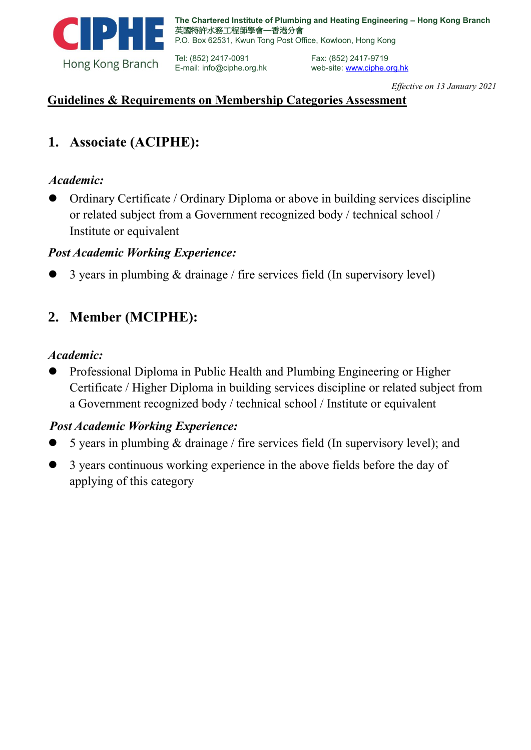**CIPHE**
Hong Kong Branch

**The Chartered Institute of Plumbing and Heating Engineering – Hong Kong Branch**
**英國特許水務工程師學會—香港分會**
P.O. Box 62531, Kwun Tong Post Office, Kowloon, Hong Kong

Tel: (852) 2417-0091
E-mail: info@ciphe.org.hk

Fax: (852) 2417-9719
web-site: www.ciphe.org.hk

*Effective on 13 January 2021*

# Guidelines & Requirements on Membership Categories Assessment

## 1. Associate (ACIPHE):

### *Academic:*

- Ordinary Certificate / Ordinary Diploma or above in building services discipline or related subject from a Government recognized body / technical school / Institute or equivalent

### *Post Academic Working Experience:*

- 3 years in plumbing & drainage / fire services field (In supervisory level)

## 2. Member (MCIPHE):

### *Academic:*

- Professional Diploma in Public Health and Plumbing Engineering or Higher Certificate / Higher Diploma in building services discipline or related subject from a Government recognized body / technical school / Institute or equivalent

### *Post Academic Working Experience:*

- 5 years in plumbing & drainage / fire services field (In supervisory level); and
- 3 years continuous working experience in the above fields before the day of applying of this category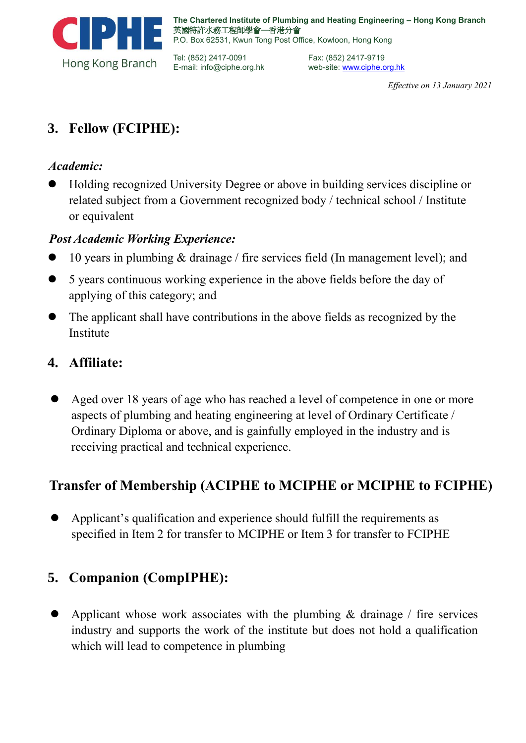*Effective on 13 January 2021*

## 3. Fellow (FCIPHE):

### *Academic:*

- Holding recognized University Degree or above in building services discipline or related subject from a Government recognized body / technical school / Institute or equivalent

### *Post Academic Working Experience:*

- 10 years in plumbing & drainage / fire services field (In management level); and
- 5 years continuous working experience in the above fields before the day of applying of this category; and
- The applicant shall have contributions in the above fields as recognized by the Institute

## 4. Affiliate:

- Aged over 18 years of age who has reached a level of competence in one or more aspects of plumbing and heating engineering at level of Ordinary Certificate / Ordinary Diploma or above, and is gainfully employed in the industry and is receiving practical and technical experience.

## Transfer of Membership (ACIPHE to MCIPHE or MCIPHE to FCIPHE)

- Applicant's qualification and experience should fulfill the requirements as specified in Item 2 for transfer to MCIPHE or Item 3 for transfer to FCIPHE

## 5. Companion (CompIPHE):

- Applicant whose work associates with the plumbing & drainage / fire services industry and supports the work of the institute but does not hold a qualification which will lead to competence in plumbing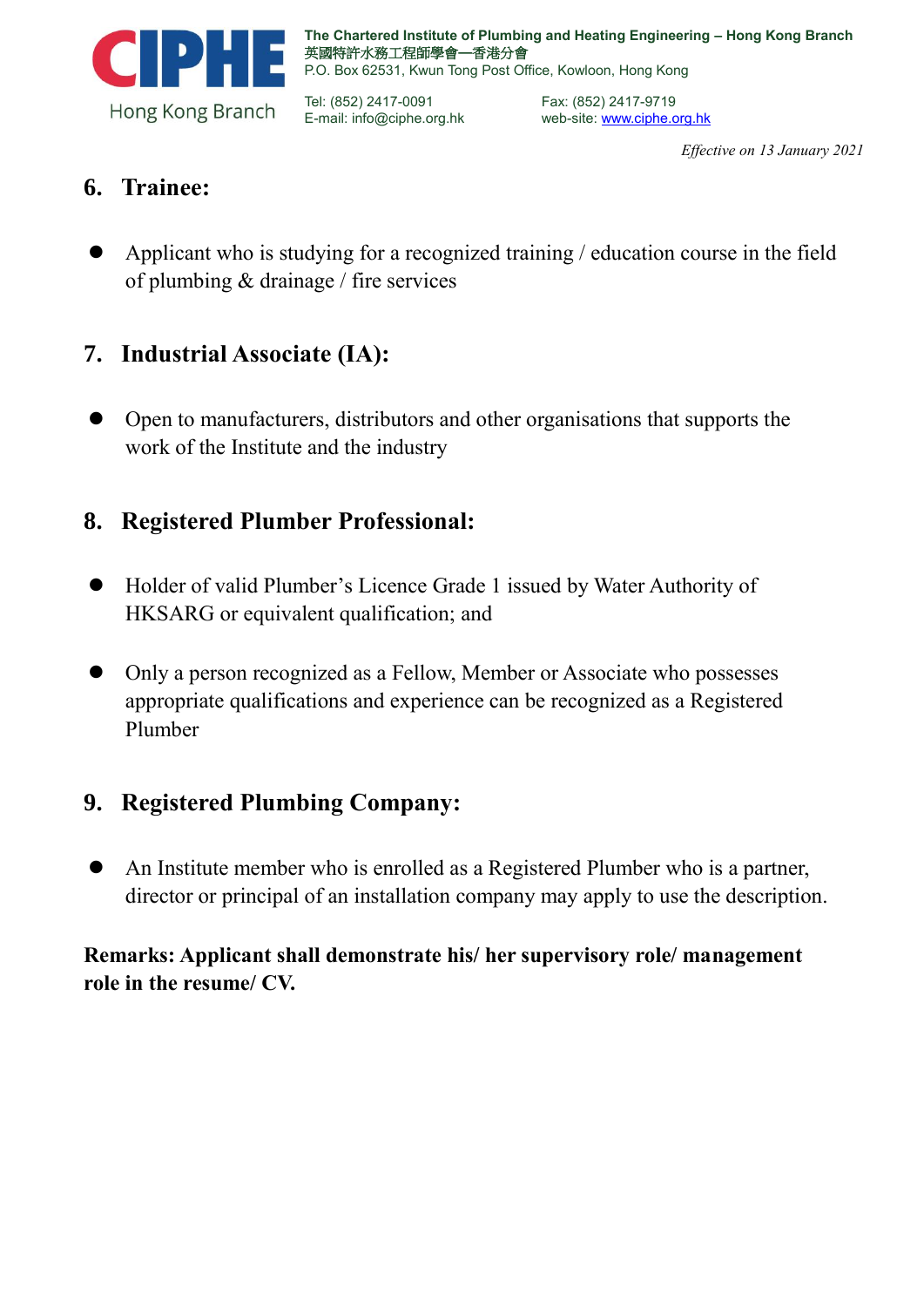*Effective on 13 January 2021*

## 6. Trainee:

- Applicant who is studying for a recognized training / education course in the field of plumbing & drainage / fire services

## 7. Industrial Associate (IA):

- Open to manufacturers, distributors and other organisations that supports the work of the Institute and the industry

## 8. Registered Plumber Professional:

- Holder of valid Plumber's Licence Grade 1 issued by Water Authority of HKSARG or equivalent qualification; and
- Only a person recognized as a Fellow, Member or Associate who possesses appropriate qualifications and experience can be recognized as a Registered Plumber

## 9. Registered Plumbing Company:

- An Institute member who is enrolled as a Registered Plumber who is a partner, director or principal of an installation company may apply to use the description.

**Remarks: Applicant shall demonstrate his/ her supervisory role/ management role in the resume/ CV.**